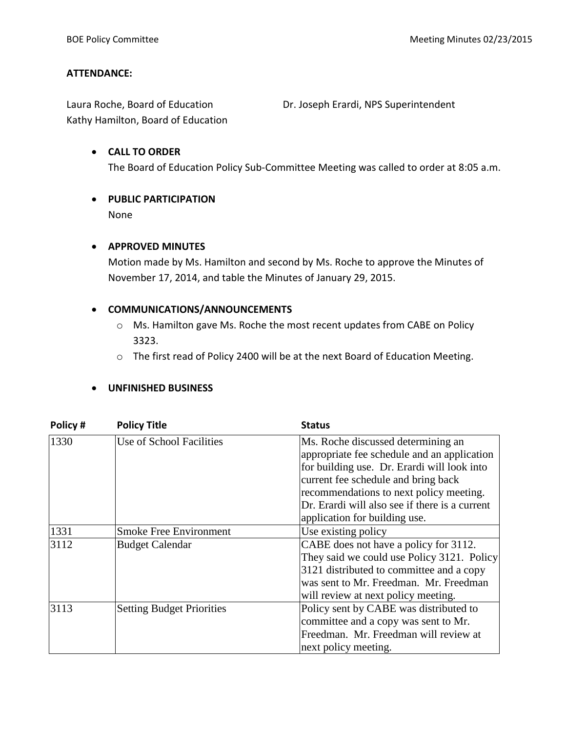**ATTENDANCE:**

Laura Roche, Board of Education
Kathy Hamilton, Board of Education
Dr. Joseph Erardi, NPS Superintendent

- **CALL TO ORDER**
  The Board of Education Policy Sub-Committee Meeting was called to order at 8:05 a.m.

- **PUBLIC PARTICIPATION**
  None

- **APPROVED MINUTES**
  Motion made by Ms. Hamilton and second by Ms. Roche to approve the Minutes of November 17, 2014, and table the Minutes of January 29, 2015.

- **COMMUNICATIONS/ANNOUNCEMENTS**
  - Ms. Hamilton gave Ms. Roche the most recent updates from CABE on Policy 3323.
  - The first read of Policy 2400 will be at the next Board of Education Meeting.

- **UNFINISHED BUSINESS**

| Policy # | Policy Title | Status |
|---|---|---|
| 1330 | Use of School Facilities | Ms. Roche discussed determining an appropriate fee schedule and an application for building use. Dr. Erardi will look into current fee schedule and bring back recommendations to next policy meeting. Dr. Erardi will also see if there is a current application for building use. |
| 1331 | Smoke Free Environment | Use existing policy |
| 3112 | Budget Calendar | CABE does not have a policy for 3112. They said we could use Policy 3121. Policy 3121 distributed to committee and a copy was sent to Mr. Freedman. Mr. Freedman will review at next policy meeting. |
| 3113 | Setting Budget Priorities | Policy sent by CABE was distributed to committee and a copy was sent to Mr. Freedman. Mr. Freedman will review at next policy meeting. |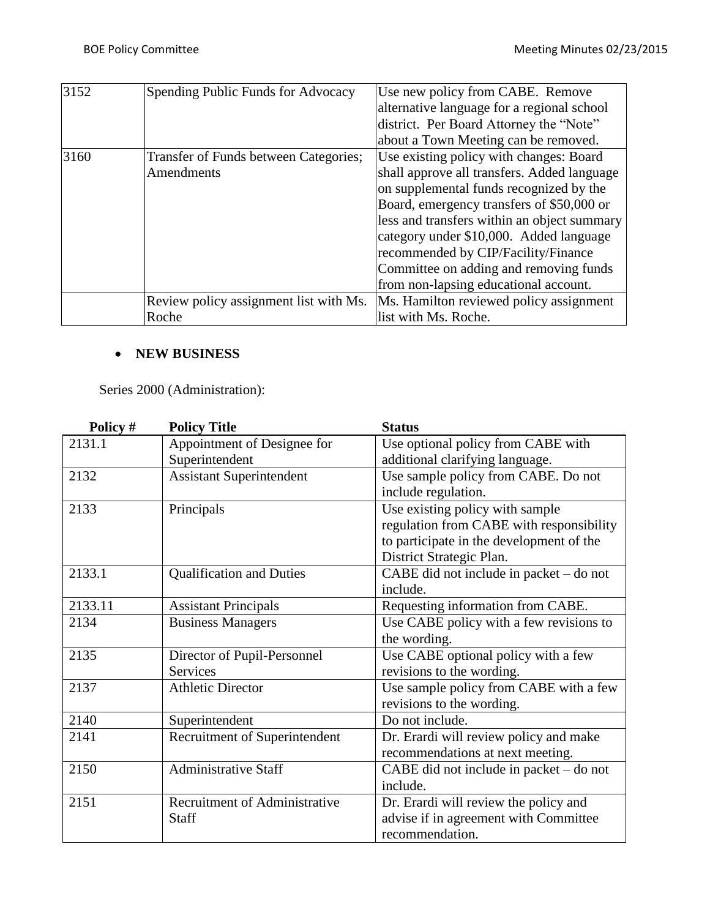| | | |
|---|---|---|
| 3152 | Spending Public Funds for Advocacy | Use new policy from CABE. Remove alternative language for a regional school district. Per Board Attorney the "Note" about a Town Meeting can be removed. |
| 3160 | Transfer of Funds between Categories; Amendments | Use existing policy with changes: Board shall approve all transfers. Added language on supplemental funds recognized by the Board, emergency transfers of $50,000 or less and transfers within an object summary category under $10,000. Added language recommended by CIP/Facility/Finance Committee on adding and removing funds from non-lapsing educational account. |
| | Review policy assignment list with Ms. Roche | Ms. Hamilton reviewed policy assignment list with Ms. Roche. |

- **NEW BUSINESS**

Series 2000 (Administration):

| Policy # | Policy Title | Status |
|---|---|---|
| 2131.1 | Appointment of Designee for Superintendent | Use optional policy from CABE with additional clarifying language. |
| 2132 | Assistant Superintendent | Use sample policy from CABE. Do not include regulation. |
| 2133 | Principals | Use existing policy with sample regulation from CABE with responsibility to participate in the development of the District Strategic Plan. |
| 2133.1 | Qualification and Duties | CABE did not include in packet – do not include. |
| 2133.11 | Assistant Principals | Requesting information from CABE. |
| 2134 | Business Managers | Use CABE policy with a few revisions to the wording. |
| 2135 | Director of Pupil-Personnel Services | Use CABE optional policy with a few revisions to the wording. |
| 2137 | Athletic Director | Use sample policy from CABE with a few revisions to the wording. |
| 2140 | Superintendent | Do not include. |
| 2141 | Recruitment of Superintendent | Dr. Erardi will review policy and make recommendations at next meeting. |
| 2150 | Administrative Staff | CABE did not include in packet – do not include. |
| 2151 | Recruitment of Administrative Staff | Dr. Erardi will review the policy and advise if in agreement with Committee recommendation. |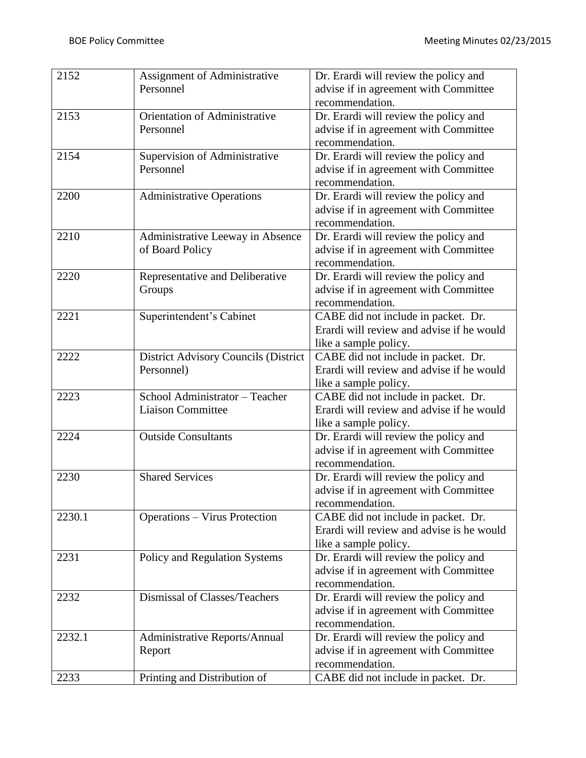| | | |
|---|---|---|
| 2152 | Assignment of Administrative Personnel | Dr. Erardi will review the policy and advise if in agreement with Committee recommendation. |
| 2153 | Orientation of Administrative Personnel | Dr. Erardi will review the policy and advise if in agreement with Committee recommendation. |
| 2154 | Supervision of Administrative Personnel | Dr. Erardi will review the policy and advise if in agreement with Committee recommendation. |
| 2200 | Administrative Operations | Dr. Erardi will review the policy and advise if in agreement with Committee recommendation. |
| 2210 | Administrative Leeway in Absence of Board Policy | Dr. Erardi will review the policy and advise if in agreement with Committee recommendation. |
| 2220 | Representative and Deliberative Groups | Dr. Erardi will review the policy and advise if in agreement with Committee recommendation. |
| 2221 | Superintendent's Cabinet | CABE did not include in packet. Dr. Erardi will review and advise if he would like a sample policy. |
| 2222 | District Advisory Councils (District Personnel) | CABE did not include in packet. Dr. Erardi will review and advise if he would like a sample policy. |
| 2223 | School Administrator – Teacher Liaison Committee | CABE did not include in packet. Dr. Erardi will review and advise if he would like a sample policy. |
| 2224 | Outside Consultants | Dr. Erardi will review the policy and advise if in agreement with Committee recommendation. |
| 2230 | Shared Services | Dr. Erardi will review the policy and advise if in agreement with Committee recommendation. |
| 2230.1 | Operations – Virus Protection | CABE did not include in packet. Dr. Erardi will review and advise is he would like a sample policy. |
| 2231 | Policy and Regulation Systems | Dr. Erardi will review the policy and advise if in agreement with Committee recommendation. |
| 2232 | Dismissal of Classes/Teachers | Dr. Erardi will review the policy and advise if in agreement with Committee recommendation. |
| 2232.1 | Administrative Reports/Annual Report | Dr. Erardi will review the policy and advise if in agreement with Committee recommendation. |
| 2233 | Printing and Distribution of | CABE did not include in packet. Dr. |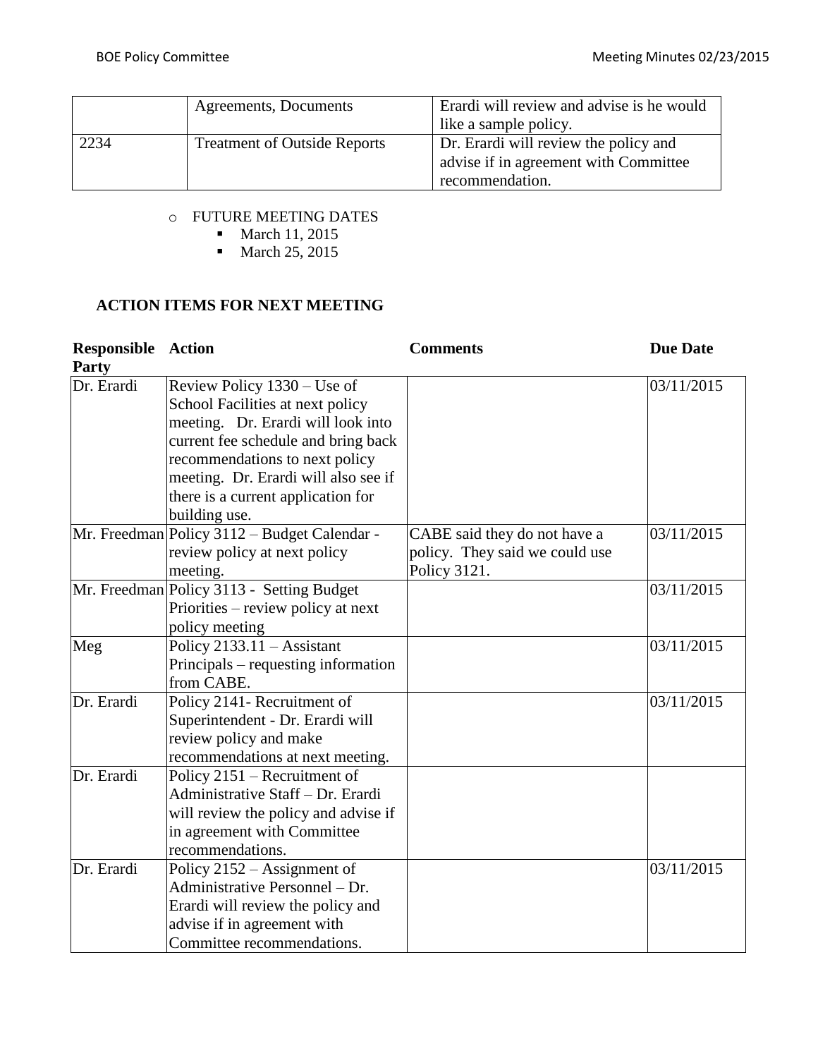| | Agreements, Documents | Erardi will review and advise is he would like a sample policy. |
|---|---|---|
| 2234 | Treatment of Outside Reports | Dr. Erardi will review the policy and advise if in agreement with Committee recommendation. |

- FUTURE MEETING DATES
  - March 11, 2015
  - March 25, 2015

## ACTION ITEMS FOR NEXT MEETING

| Responsible Party | Action | Comments | Due Date |
|---|---|---|---|
| Dr. Erardi | Review Policy 1330 – Use of School Facilities at next policy meeting. Dr. Erardi will look into current fee schedule and bring back recommendations to next policy meeting. Dr. Erardi will also see if there is a current application for building use. | | 03/11/2015 |
| Mr. Freedman | Policy 3112 – Budget Calendar - review policy at next policy meeting. | CABE said they do not have a policy. They said we could use Policy 3121. | 03/11/2015 |
| Mr. Freedman | Policy 3113 - Setting Budget Priorities – review policy at next policy meeting | | 03/11/2015 |
| Meg | Policy 2133.11 – Assistant Principals – requesting information from CABE. | | 03/11/2015 |
| Dr. Erardi | Policy 2141- Recruitment of Superintendent - Dr. Erardi will review policy and make recommendations at next meeting. | | 03/11/2015 |
| Dr. Erardi | Policy 2151 – Recruitment of Administrative Staff – Dr. Erardi will review the policy and advise if in agreement with Committee recommendations. | | |
| Dr. Erardi | Policy 2152 – Assignment of Administrative Personnel – Dr. Erardi will review the policy and advise if in agreement with Committee recommendations. | | 03/11/2015 |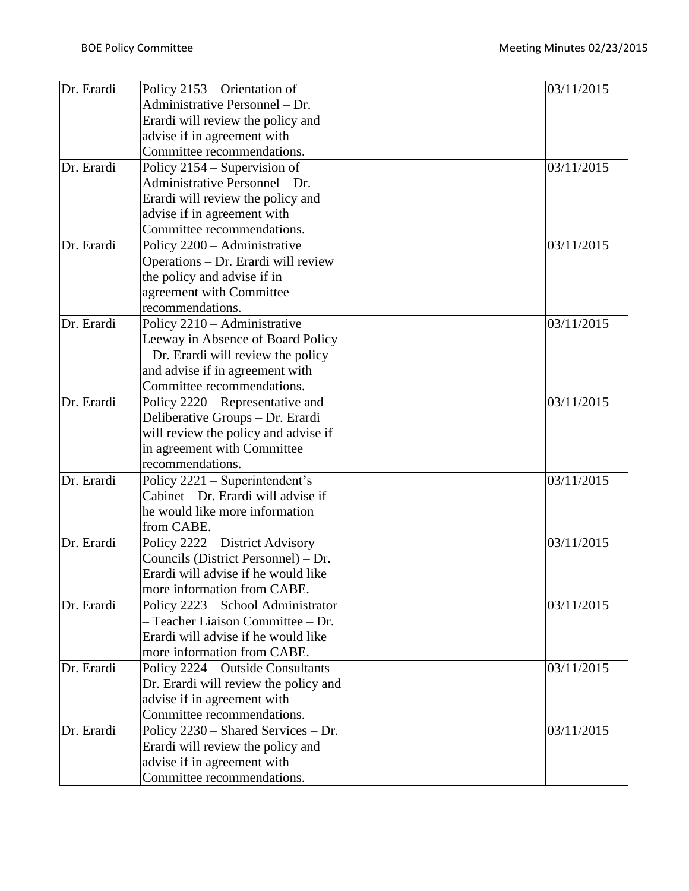| Dr. Erardi | Policy 2153 – Orientation of Administrative Personnel – Dr. Erardi will review the policy and advise if in agreement with Committee recommendations. | | 03/11/2015 |
|---|---|---|---|
| Dr. Erardi | Policy 2154 – Supervision of Administrative Personnel – Dr. Erardi will review the policy and advise if in agreement with Committee recommendations. | | 03/11/2015 |
| Dr. Erardi | Policy 2200 – Administrative Operations – Dr. Erardi will review the policy and advise if in agreement with Committee recommendations. | | 03/11/2015 |
| Dr. Erardi | Policy 2210 – Administrative Leeway in Absence of Board Policy – Dr. Erardi will review the policy and advise if in agreement with Committee recommendations. | | 03/11/2015 |
| Dr. Erardi | Policy 2220 – Representative and Deliberative Groups – Dr. Erardi will review the policy and advise if in agreement with Committee recommendations. | | 03/11/2015 |
| Dr. Erardi | Policy 2221 – Superintendent's Cabinet – Dr. Erardi will advise if he would like more information from CABE. | | 03/11/2015 |
| Dr. Erardi | Policy 2222 – District Advisory Councils (District Personnel) – Dr. Erardi will advise if he would like more information from CABE. | | 03/11/2015 |
| Dr. Erardi | Policy 2223 – School Administrator – Teacher Liaison Committee – Dr. Erardi will advise if he would like more information from CABE. | | 03/11/2015 |
| Dr. Erardi | Policy 2224 – Outside Consultants – Dr. Erardi will review the policy and advise if in agreement with Committee recommendations. | | 03/11/2015 |
| Dr. Erardi | Policy 2230 – Shared Services – Dr. Erardi will review the policy and advise if in agreement with Committee recommendations. | | 03/11/2015 |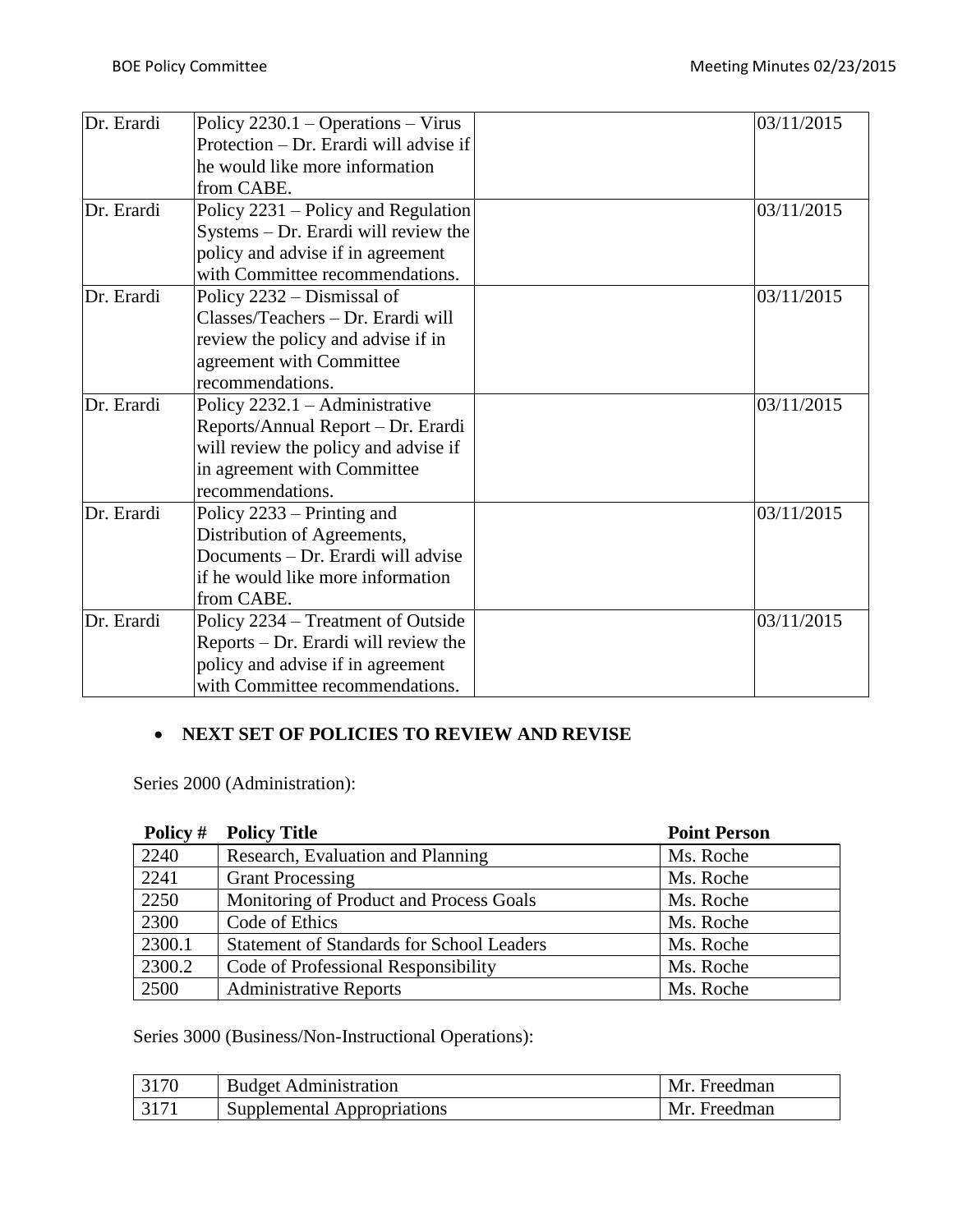| Dr. Erardi | Policy 2230.1 – Operations – Virus Protection – Dr. Erardi will advise if he would like more information from CABE. | | 03/11/2015 |
|---|---|---|---|
| Dr. Erardi | Policy 2231 – Policy and Regulation Systems – Dr. Erardi will review the policy and advise if in agreement with Committee recommendations. | | 03/11/2015 |
| Dr. Erardi | Policy 2232 – Dismissal of Classes/Teachers – Dr. Erardi will review the policy and advise if in agreement with Committee recommendations. | | 03/11/2015 |
| Dr. Erardi | Policy 2232.1 – Administrative Reports/Annual Report – Dr. Erardi will review the policy and advise if in agreement with Committee recommendations. | | 03/11/2015 |
| Dr. Erardi | Policy 2233 – Printing and Distribution of Agreements, Documents – Dr. Erardi will advise if he would like more information from CABE. | | 03/11/2015 |
| Dr. Erardi | Policy 2234 – Treatment of Outside Reports – Dr. Erardi will review the policy and advise if in agreement with Committee recommendations. | | 03/11/2015 |

- **NEXT SET OF POLICIES TO REVIEW AND REVISE**

Series 2000 (Administration):

| Policy # | Policy Title | Point Person |
|---|---|---|
| 2240 | Research, Evaluation and Planning | Ms. Roche |
| 2241 | Grant Processing | Ms. Roche |
| 2250 | Monitoring of Product and Process Goals | Ms. Roche |
| 2300 | Code of Ethics | Ms. Roche |
| 2300.1 | Statement of Standards for School Leaders | Ms. Roche |
| 2300.2 | Code of Professional Responsibility | Ms. Roche |
| 2500 | Administrative Reports | Ms. Roche |

Series 3000 (Business/Non-Instructional Operations):

| 3170 | Budget Administration | Mr. Freedman |
|---|---|---|
| 3171 | Supplemental Appropriations | Mr. Freedman |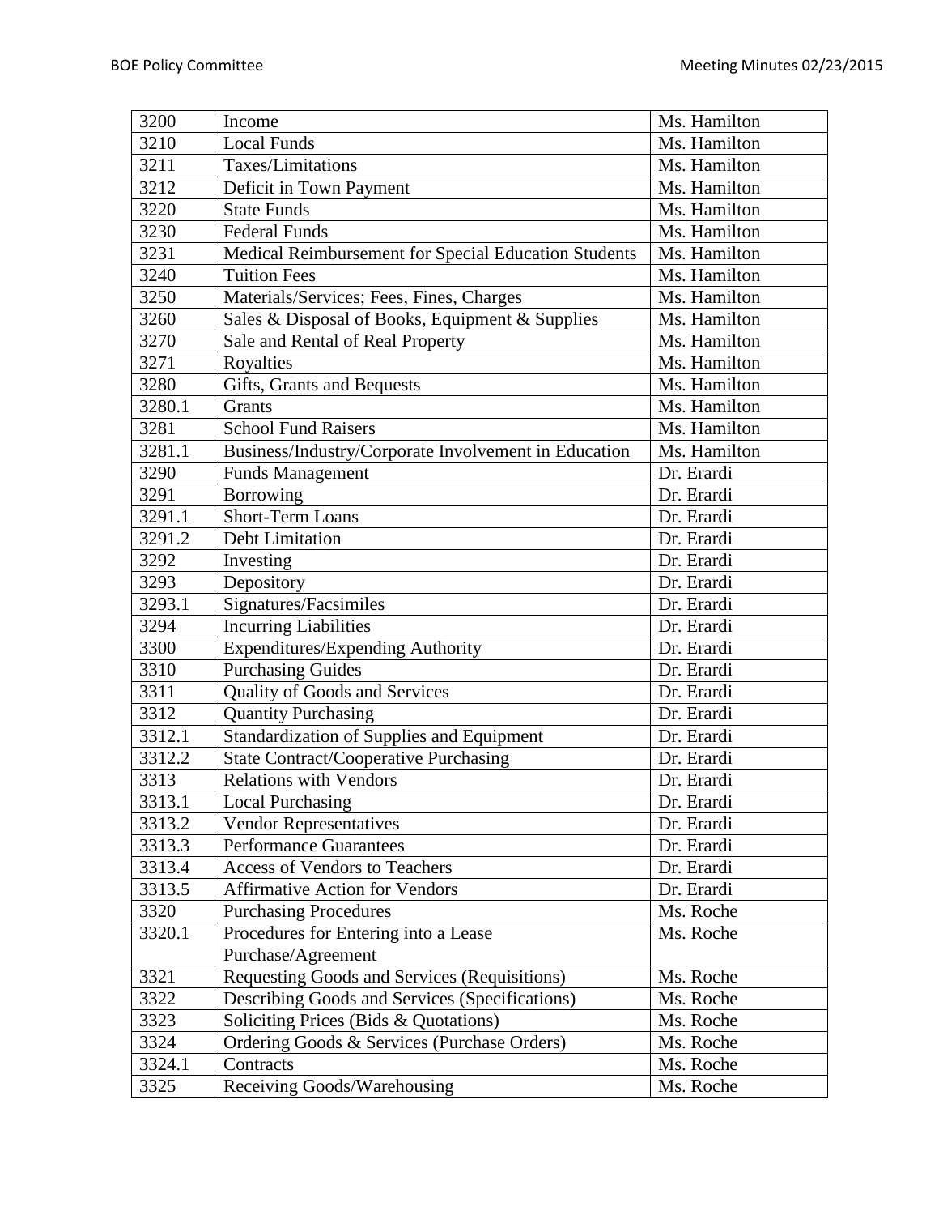| 3200 | Income | Ms. Hamilton |
|---|---|---|
| 3210 | Local Funds | Ms. Hamilton |
| 3211 | Taxes/Limitations | Ms. Hamilton |
| 3212 | Deficit in Town Payment | Ms. Hamilton |
| 3220 | State Funds | Ms. Hamilton |
| 3230 | Federal Funds | Ms. Hamilton |
| 3231 | Medical Reimbursement for Special Education Students | Ms. Hamilton |
| 3240 | Tuition Fees | Ms. Hamilton |
| 3250 | Materials/Services; Fees, Fines, Charges | Ms. Hamilton |
| 3260 | Sales & Disposal of Books, Equipment & Supplies | Ms. Hamilton |
| 3270 | Sale and Rental of Real Property | Ms. Hamilton |
| 3271 | Royalties | Ms. Hamilton |
| 3280 | Gifts, Grants and Bequests | Ms. Hamilton |
| 3280.1 | Grants | Ms. Hamilton |
| 3281 | School Fund Raisers | Ms. Hamilton |
| 3281.1 | Business/Industry/Corporate Involvement in Education | Ms. Hamilton |
| 3290 | Funds Management | Dr. Erardi |
| 3291 | Borrowing | Dr. Erardi |
| 3291.1 | Short-Term Loans | Dr. Erardi |
| 3291.2 | Debt Limitation | Dr. Erardi |
| 3292 | Investing | Dr. Erardi |
| 3293 | Depository | Dr. Erardi |
| 3293.1 | Signatures/Facsimiles | Dr. Erardi |
| 3294 | Incurring Liabilities | Dr. Erardi |
| 3300 | Expenditures/Expending Authority | Dr. Erardi |
| 3310 | Purchasing Guides | Dr. Erardi |
| 3311 | Quality of Goods and Services | Dr. Erardi |
| 3312 | Quantity Purchasing | Dr. Erardi |
| 3312.1 | Standardization of Supplies and Equipment | Dr. Erardi |
| 3312.2 | State Contract/Cooperative Purchasing | Dr. Erardi |
| 3313 | Relations with Vendors | Dr. Erardi |
| 3313.1 | Local Purchasing | Dr. Erardi |
| 3313.2 | Vendor Representatives | Dr. Erardi |
| 3313.3 | Performance Guarantees | Dr. Erardi |
| 3313.4 | Access of Vendors to Teachers | Dr. Erardi |
| 3313.5 | Affirmative Action for Vendors | Dr. Erardi |
| 3320 | Purchasing Procedures | Ms. Roche |
| 3320.1 | Procedures for Entering into a Lease Purchase/Agreement | Ms. Roche |
| 3321 | Requesting Goods and Services (Requisitions) | Ms. Roche |
| 3322 | Describing Goods and Services (Specifications) | Ms. Roche |
| 3323 | Soliciting Prices (Bids & Quotations) | Ms. Roche |
| 3324 | Ordering Goods & Services (Purchase Orders) | Ms. Roche |
| 3324.1 | Contracts | Ms. Roche |
| 3325 | Receiving Goods/Warehousing | Ms. Roche |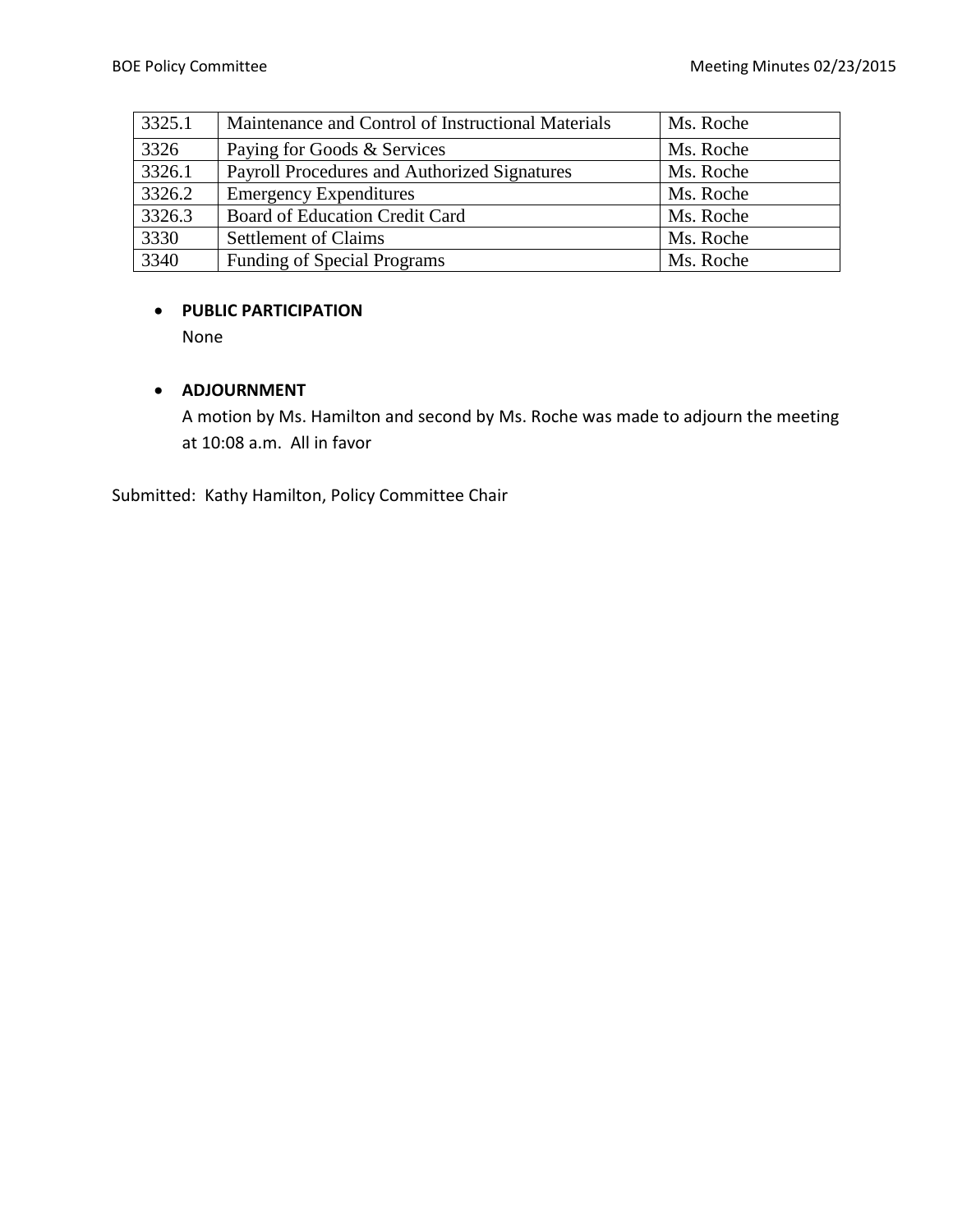| | | |
|---|---|---|
| 3325.1 | Maintenance and Control of Instructional Materials | Ms. Roche |
| 3326 | Paying for Goods & Services | Ms. Roche |
| 3326.1 | Payroll Procedures and Authorized Signatures | Ms. Roche |
| 3326.2 | Emergency Expenditures | Ms. Roche |
| 3326.3 | Board of Education Credit Card | Ms. Roche |
| 3330 | Settlement of Claims | Ms. Roche |
| 3340 | Funding of Special Programs | Ms. Roche |

- **PUBLIC PARTICIPATION**

  None

- **ADJOURNMENT**

  A motion by Ms. Hamilton and second by Ms. Roche was made to adjourn the meeting at 10:08 a.m. All in favor

Submitted: Kathy Hamilton, Policy Committee Chair